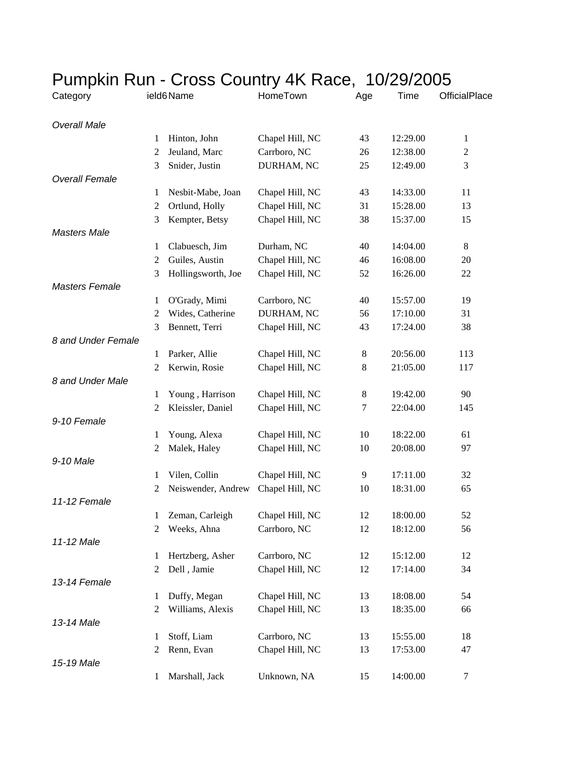# Pumpkin Run - Cross Country 4K Race, 10/29/2005

| Category | ield6 | Name | HomeTown | Age | Time | OfficialPlace |
|---|---|---|---|---|---|---|
| *Overall Male* | | | | | | |
| | 1 | Hinton, John | Chapel Hill, NC | 43 | 12:29.00 | 1 |
| | 2 | Jeuland, Marc | Carrboro, NC | 26 | 12:38.00 | 2 |
| | 3 | Snider, Justin | DURHAM, NC | 25 | 12:49.00 | 3 |
| *Overall Female* | | | | | | |
| | 1 | Nesbit-Mabe, Joan | Chapel Hill, NC | 43 | 14:33.00 | 11 |
| | 2 | Ortlund, Holly | Chapel Hill, NC | 31 | 15:28.00 | 13 |
| | 3 | Kempter, Betsy | Chapel Hill, NC | 38 | 15:37.00 | 15 |
| *Masters Male* | | | | | | |
| | 1 | Clabuesch, Jim | Durham, NC | 40 | 14:04.00 | 8 |
| | 2 | Guiles, Austin | Chapel Hill, NC | 46 | 16:08.00 | 20 |
| | 3 | Hollingsworth, Joe | Chapel Hill, NC | 52 | 16:26.00 | 22 |
| *Masters Female* | | | | | | |
| | 1 | O'Grady, Mimi | Carrboro, NC | 40 | 15:57.00 | 19 |
| | 2 | Wides, Catherine | DURHAM, NC | 56 | 17:10.00 | 31 |
| | 3 | Bennett, Terri | Chapel Hill, NC | 43 | 17:24.00 | 38 |
| *8 and Under Female* | | | | | | |
| | 1 | Parker, Allie | Chapel Hill, NC | 8 | 20:56.00 | 113 |
| | 2 | Kerwin, Rosie | Chapel Hill, NC | 8 | 21:05.00 | 117 |
| *8 and Under Male* | | | | | | |
| | 1 | Young , Harrison | Chapel Hill, NC | 8 | 19:42.00 | 90 |
| | 2 | Kleissler, Daniel | Chapel Hill, NC | 7 | 22:04.00 | 145 |
| *9-10 Female* | | | | | | |
| | 1 | Young, Alexa | Chapel Hill, NC | 10 | 18:22.00 | 61 |
| | 2 | Malek, Haley | Chapel Hill, NC | 10 | 20:08.00 | 97 |
| *9-10 Male* | | | | | | |
| | 1 | Vilen, Collin | Chapel Hill, NC | 9 | 17:11.00 | 32 |
| | 2 | Neiswender, Andrew | Chapel Hill, NC | 10 | 18:31.00 | 65 |
| *11-12 Female* | | | | | | |
| | 1 | Zeman, Carleigh | Chapel Hill, NC | 12 | 18:00.00 | 52 |
| | 2 | Weeks, Ahna | Carrboro, NC | 12 | 18:12.00 | 56 |
| *11-12 Male* | | | | | | |
| | 1 | Hertzberg, Asher | Carrboro, NC | 12 | 15:12.00 | 12 |
| | 2 | Dell , Jamie | Chapel Hill, NC | 12 | 17:14.00 | 34 |
| *13-14 Female* | | | | | | |
| | 1 | Duffy, Megan | Chapel Hill, NC | 13 | 18:08.00 | 54 |
| | 2 | Williams, Alexis | Chapel Hill, NC | 13 | 18:35.00 | 66 |
| *13-14 Male* | | | | | | |
| | 1 | Stoff, Liam | Carrboro, NC | 13 | 15:55.00 | 18 |
| | 2 | Renn, Evan | Chapel Hill, NC | 13 | 17:53.00 | 47 |
| *15-19 Male* | | | | | | |
| | 1 | Marshall, Jack | Unknown, NA | 15 | 14:00.00 | 7 |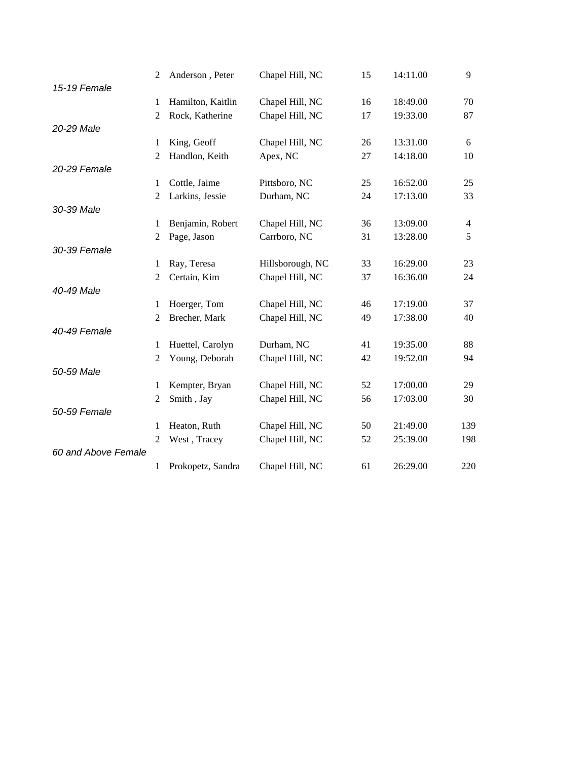| | | | | | | |
|---|---|---|---|---|---|---|
| | 2 | Anderson , Peter | Chapel Hill, NC | 15 | 14:11.00 | 9 |
| *15-19 Female* | | | | | | |
| | 1 | Hamilton, Kaitlin | Chapel Hill, NC | 16 | 18:49.00 | 70 |
| | 2 | Rock, Katherine | Chapel Hill, NC | 17 | 19:33.00 | 87 |
| *20-29 Male* | | | | | | |
| | 1 | King, Geoff | Chapel Hill, NC | 26 | 13:31.00 | 6 |
| | 2 | Handlon, Keith | Apex, NC | 27 | 14:18.00 | 10 |
| *20-29 Female* | | | | | | |
| | 1 | Cottle, Jaime | Pittsboro, NC | 25 | 16:52.00 | 25 |
| | 2 | Larkins, Jessie | Durham, NC | 24 | 17:13.00 | 33 |
| *30-39 Male* | | | | | | |
| | 1 | Benjamin, Robert | Chapel Hill, NC | 36 | 13:09.00 | 4 |
| | 2 | Page, Jason | Carrboro, NC | 31 | 13:28.00 | 5 |
| *30-39 Female* | | | | | | |
| | 1 | Ray, Teresa | Hillsborough, NC | 33 | 16:29.00 | 23 |
| | 2 | Certain, Kim | Chapel Hill, NC | 37 | 16:36.00 | 24 |
| *40-49 Male* | | | | | | |
| | 1 | Hoerger, Tom | Chapel Hill, NC | 46 | 17:19.00 | 37 |
| | 2 | Brecher, Mark | Chapel Hill, NC | 49 | 17:38.00 | 40 |
| *40-49 Female* | | | | | | |
| | 1 | Huettel, Carolyn | Durham, NC | 41 | 19:35.00 | 88 |
| | 2 | Young, Deborah | Chapel Hill, NC | 42 | 19:52.00 | 94 |
| *50-59 Male* | | | | | | |
| | 1 | Kempter, Bryan | Chapel Hill, NC | 52 | 17:00.00 | 29 |
| | 2 | Smith , Jay | Chapel Hill, NC | 56 | 17:03.00 | 30 |
| *50-59 Female* | | | | | | |
| | 1 | Heaton, Ruth | Chapel Hill, NC | 50 | 21:49.00 | 139 |
| | 2 | West , Tracey | Chapel Hill, NC | 52 | 25:39.00 | 198 |
| *60 and Above Female* | | | | | | |
| | 1 | Prokopetz, Sandra | Chapel Hill, NC | 61 | 26:29.00 | 220 |